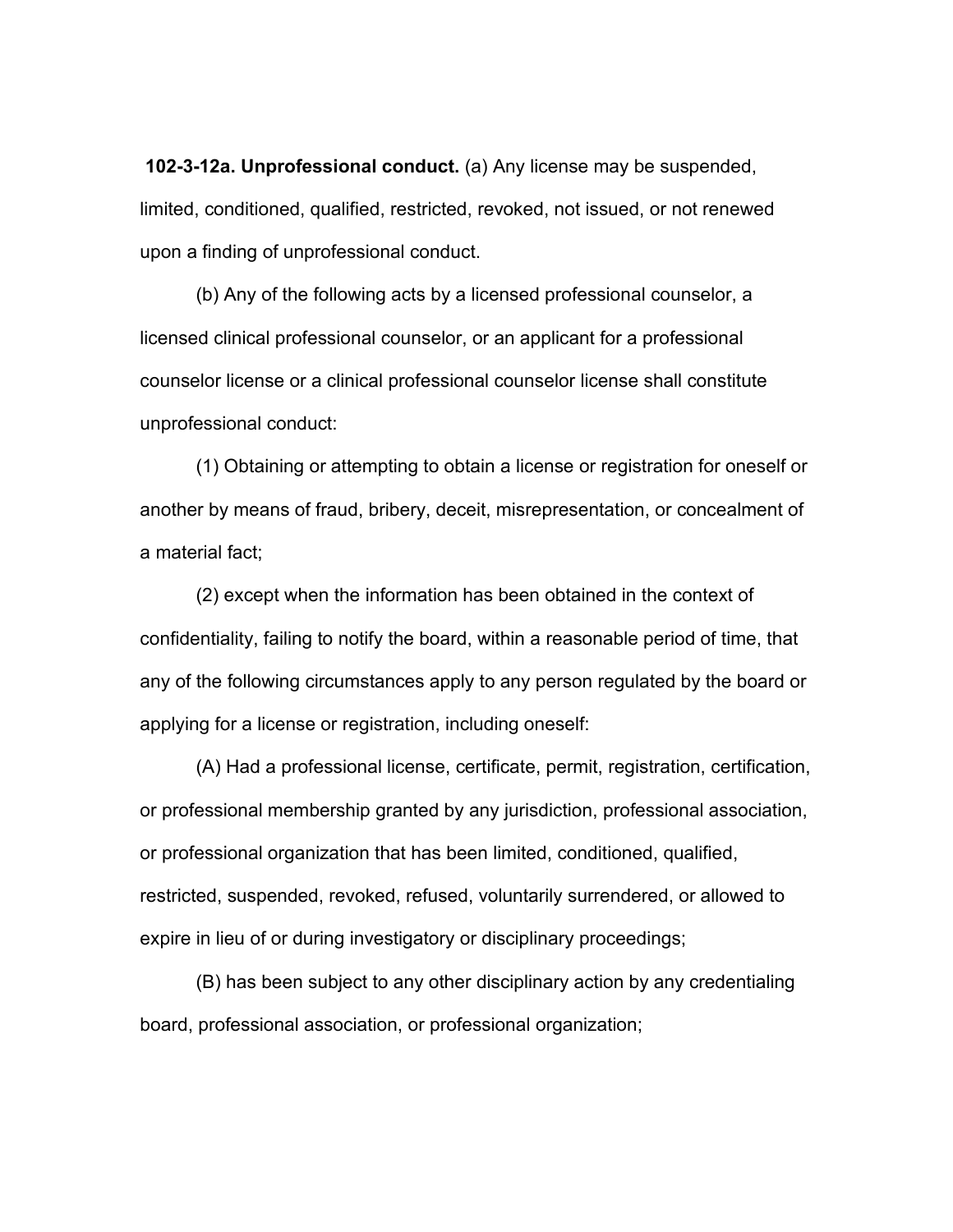**102-3-12a. Unprofessional conduct.** (a) Any license may be suspended, limited, conditioned, qualified, restricted, revoked, not issued, or not renewed upon a finding of unprofessional conduct.

(b) Any of the following acts by a licensed professional counselor, a licensed clinical professional counselor, or an applicant for a professional counselor license or a clinical professional counselor license shall constitute unprofessional conduct:

(1) Obtaining or attempting to obtain a license or registration for oneself or another by means of fraud, bribery, deceit, misrepresentation, or concealment of a material fact;

(2) except when the information has been obtained in the context of confidentiality, failing to notify the board, within a reasonable period of time, that any of the following circumstances apply to any person regulated by the board or applying for a license or registration, including oneself:

(A) Had a professional license, certificate, permit, registration, certification, or professional membership granted by any jurisdiction, professional association, or professional organization that has been limited, conditioned, qualified, restricted, suspended, revoked, refused, voluntarily surrendered, or allowed to expire in lieu of or during investigatory or disciplinary proceedings;

(B) has been subject to any other disciplinary action by any credentialing board, professional association, or professional organization;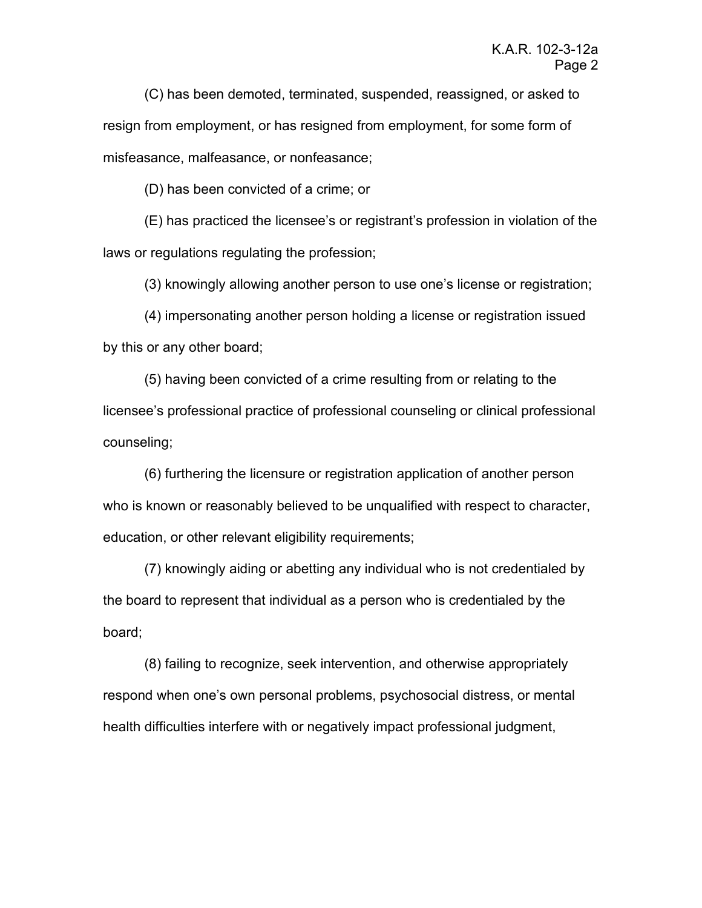(C) has been demoted, terminated, suspended, reassigned, or asked to resign from employment, or has resigned from employment, for some form of misfeasance, malfeasance, or nonfeasance;

(D) has been convicted of a crime; or

(E) has practiced the licensee's or registrant's profession in violation of the laws or regulations regulating the profession;

(3) knowingly allowing another person to use one's license or registration;

(4) impersonating another person holding a license or registration issued by this or any other board;

(5) having been convicted of a crime resulting from or relating to the licensee's professional practice of professional counseling or clinical professional counseling;

(6) furthering the licensure or registration application of another person who is known or reasonably believed to be unqualified with respect to character, education, or other relevant eligibility requirements;

(7) knowingly aiding or abetting any individual who is not credentialed by the board to represent that individual as a person who is credentialed by the board;

(8) failing to recognize, seek intervention, and otherwise appropriately respond when one's own personal problems, psychosocial distress, or mental health difficulties interfere with or negatively impact professional judgment,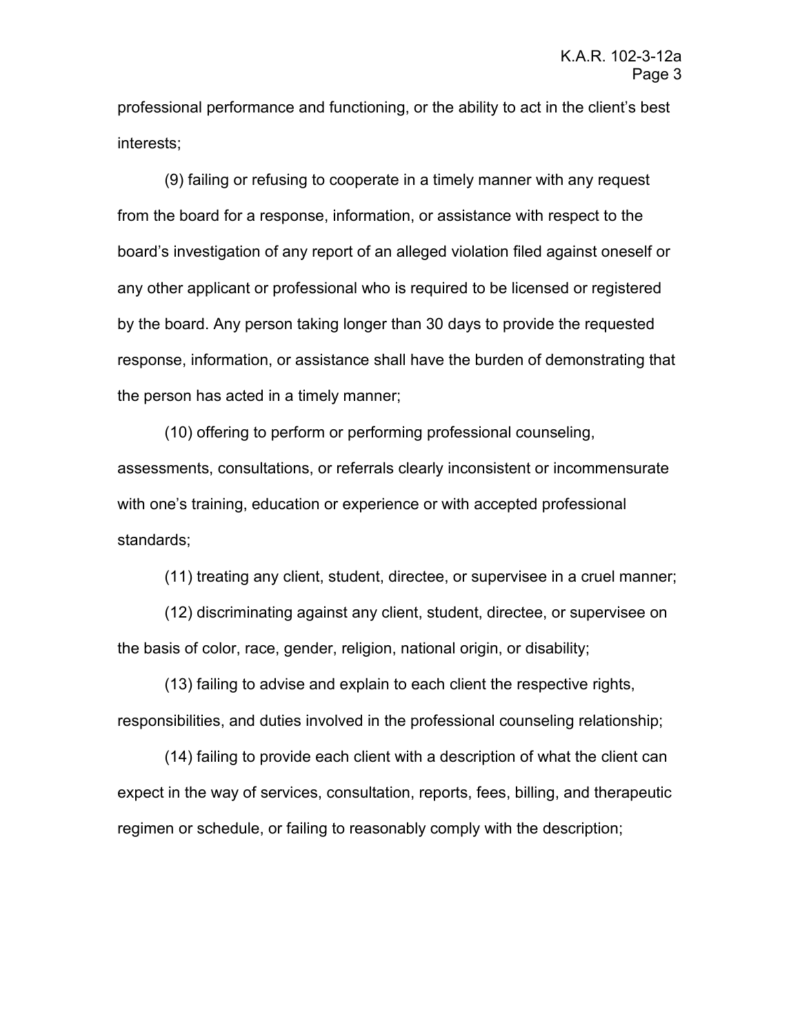professional performance and functioning, or the ability to act in the client's best interests;

(9) failing or refusing to cooperate in a timely manner with any request from the board for a response, information, or assistance with respect to the board's investigation of any report of an alleged violation filed against oneself or any other applicant or professional who is required to be licensed or registered by the board. Any person taking longer than 30 days to provide the requested response, information, or assistance shall have the burden of demonstrating that the person has acted in a timely manner;

(10) offering to perform or performing professional counseling, assessments, consultations, or referrals clearly inconsistent or incommensurate with one's training, education or experience or with accepted professional standards;

(11) treating any client, student, directee, or supervisee in a cruel manner;

(12) discriminating against any client, student, directee, or supervisee on the basis of color, race, gender, religion, national origin, or disability;

(13) failing to advise and explain to each client the respective rights, responsibilities, and duties involved in the professional counseling relationship;

(14) failing to provide each client with a description of what the client can expect in the way of services, consultation, reports, fees, billing, and therapeutic regimen or schedule, or failing to reasonably comply with the description;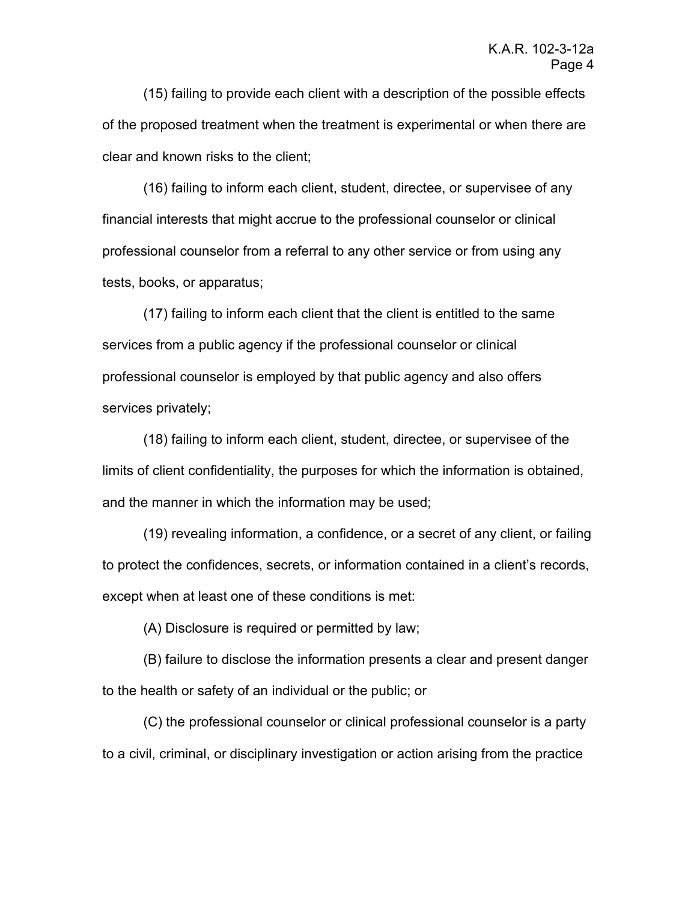(15) failing to provide each client with a description of the possible effects of the proposed treatment when the treatment is experimental or when there are clear and known risks to the client;

(16) failing to inform each client, student, directee, or supervisee of any financial interests that might accrue to the professional counselor or clinical professional counselor from a referral to any other service or from using any tests, books, or apparatus;

(17) failing to inform each client that the client is entitled to the same services from a public agency if the professional counselor or clinical professional counselor is employed by that public agency and also offers services privately;

(18) failing to inform each client, student, directee, or supervisee of the limits of client confidentiality, the purposes for which the information is obtained, and the manner in which the information may be used;

(19) revealing information, a confidence, or a secret of any client, or failing to protect the confidences, secrets, or information contained in a client's records, except when at least one of these conditions is met:

(A) Disclosure is required or permitted by law;

(B) failure to disclose the information presents a clear and present danger to the health or safety of an individual or the public; or

(C) the professional counselor or clinical professional counselor is a party to a civil, criminal, or disciplinary investigation or action arising from the practice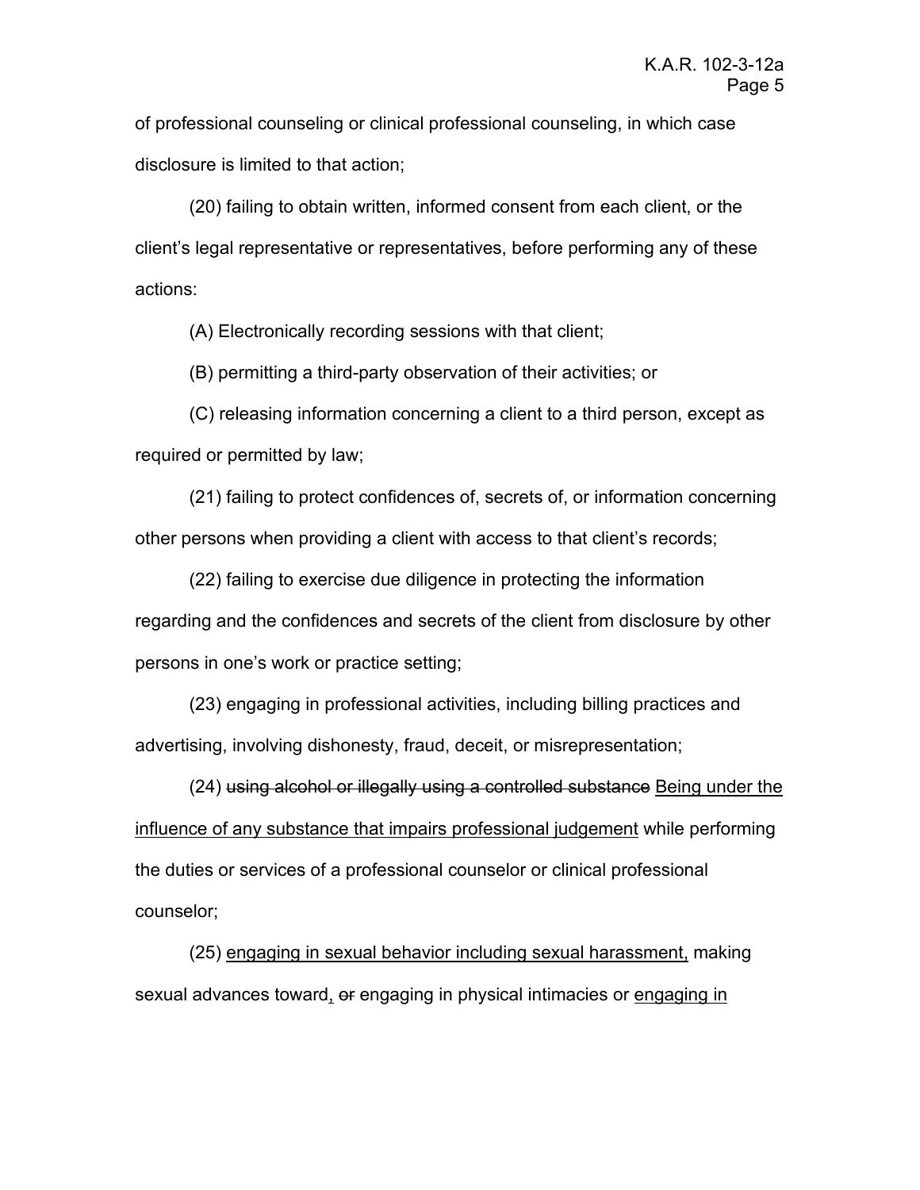of professional counseling or clinical professional counseling, in which case disclosure is limited to that action;

(20) failing to obtain written, informed consent from each client, or the client's legal representative or representatives, before performing any of these actions:

(A) Electronically recording sessions with that client;

(B) permitting a third-party observation of their activities; or

(C) releasing information concerning a client to a third person, except as required or permitted by law;

(21) failing to protect confidences of, secrets of, or information concerning other persons when providing a client with access to that client's records;

(22) failing to exercise due diligence in protecting the information regarding and the confidences and secrets of the client from disclosure by other persons in one's work or practice setting;

(23) engaging in professional activities, including billing practices and advertising, involving dishonesty, fraud, deceit, or misrepresentation;

(24) ~~using alcohol or illegally using a controlled substance~~ <u>Being under the influence of any substance that impairs professional judgement</u> while performing the duties or services of a professional counselor or clinical professional counselor;

(25) <u>engaging in sexual behavior including sexual harassment,</u> making sexual advances toward<u>,</u> ~~or~~ engaging in physical intimacies or <u>engaging in</u>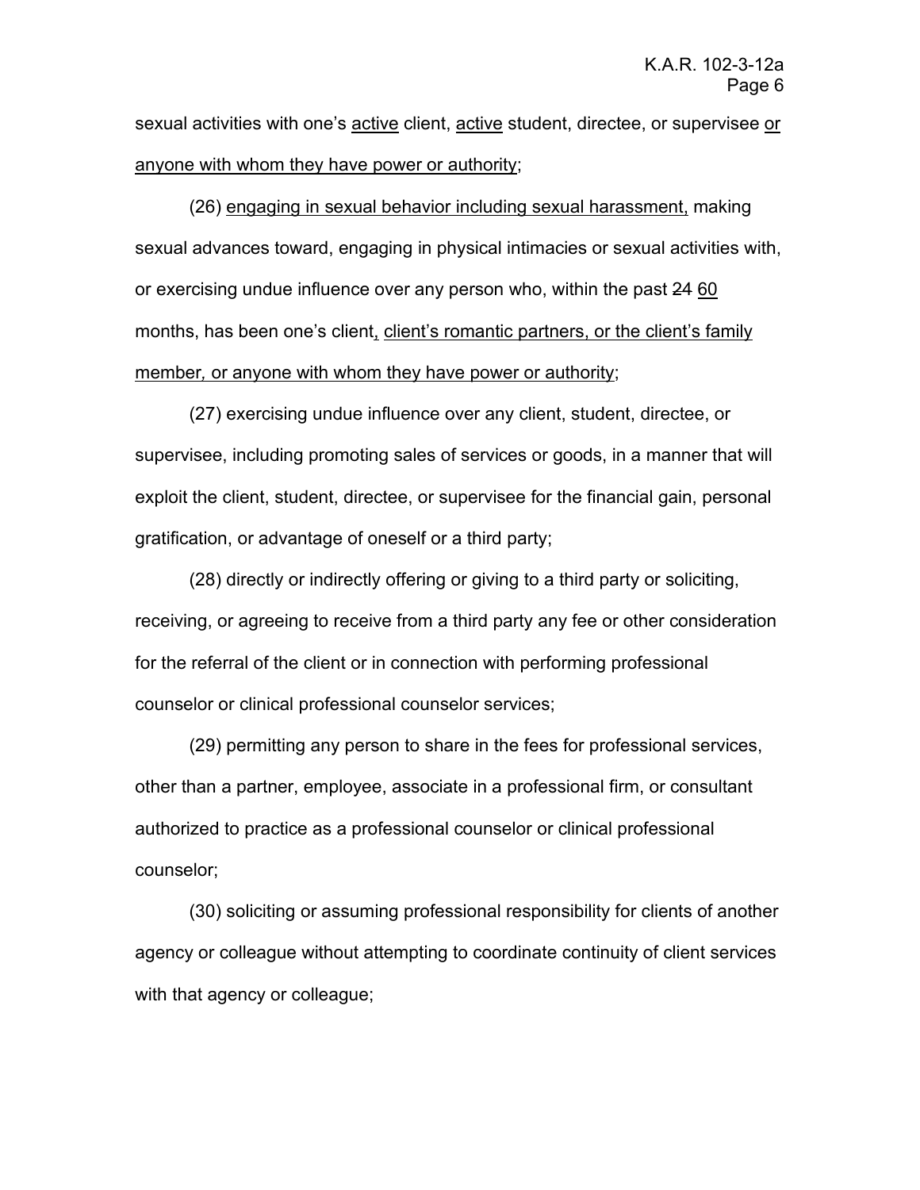sexual activities with one's <u>active</u> client, <u>active</u> student, directee, or supervisee <u>or anyone with whom they have power or authority</u>;

(26) <u>engaging in sexual behavior including sexual harassment,</u> making sexual advances toward, engaging in physical intimacies or sexual activities with, or exercising undue influence over any person who, within the past ~~24~~ <u>60</u> months, has been one's client<u>, client's romantic partners, or the client's family member, or anyone with whom they have power or authority</u>;

(27) exercising undue influence over any client, student, directee, or supervisee, including promoting sales of services or goods, in a manner that will exploit the client, student, directee, or supervisee for the financial gain, personal gratification, or advantage of oneself or a third party;

(28) directly or indirectly offering or giving to a third party or soliciting, receiving, or agreeing to receive from a third party any fee or other consideration for the referral of the client or in connection with performing professional counselor or clinical professional counselor services;

(29) permitting any person to share in the fees for professional services, other than a partner, employee, associate in a professional firm, or consultant authorized to practice as a professional counselor or clinical professional counselor;

(30) soliciting or assuming professional responsibility for clients of another agency or colleague without attempting to coordinate continuity of client services with that agency or colleague;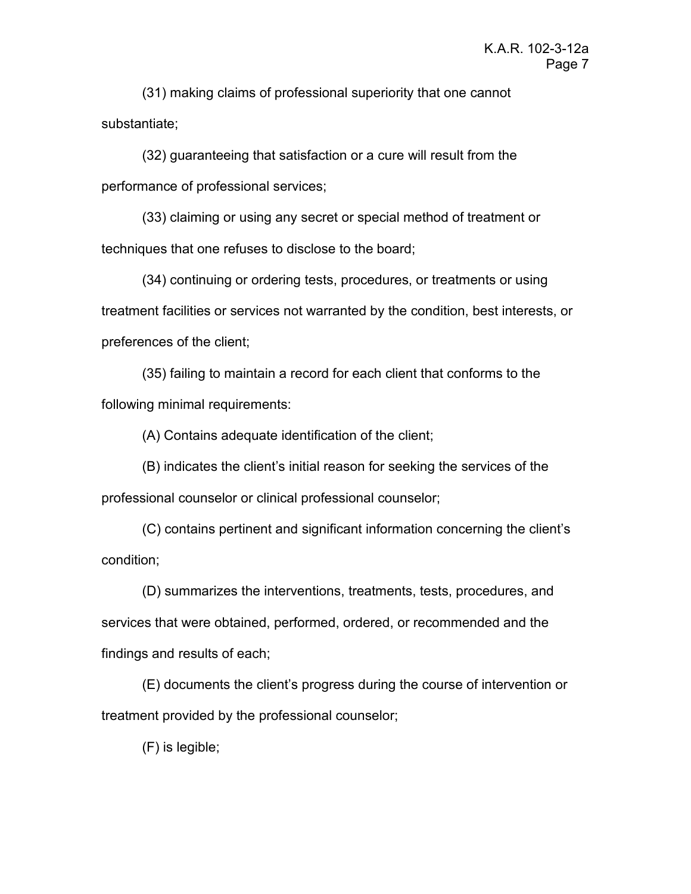(31) making claims of professional superiority that one cannot substantiate;

(32) guaranteeing that satisfaction or a cure will result from the performance of professional services;

(33) claiming or using any secret or special method of treatment or techniques that one refuses to disclose to the board;

(34) continuing or ordering tests, procedures, or treatments or using treatment facilities or services not warranted by the condition, best interests, or preferences of the client;

(35) failing to maintain a record for each client that conforms to the following minimal requirements:

(A) Contains adequate identification of the client;

(B) indicates the client's initial reason for seeking the services of the professional counselor or clinical professional counselor;

(C) contains pertinent and significant information concerning the client's condition;

(D) summarizes the interventions, treatments, tests, procedures, and services that were obtained, performed, ordered, or recommended and the findings and results of each;

(E) documents the client's progress during the course of intervention or treatment provided by the professional counselor;

(F) is legible;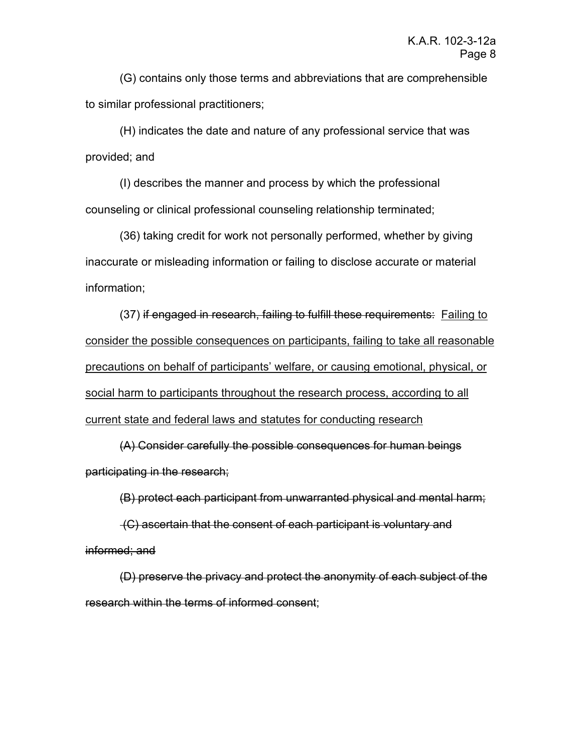(G) contains only those terms and abbreviations that are comprehensible to similar professional practitioners;

(H) indicates the date and nature of any professional service that was provided; and

(I) describes the manner and process by which the professional counseling or clinical professional counseling relationship terminated;

(36) taking credit for work not personally performed, whether by giving inaccurate or misleading information or failing to disclose accurate or material information;

(37) ~~if engaged in research, failing to fulfill these requirements:~~ <u>Failing to consider the possible consequences on participants, failing to take all reasonable precautions on behalf of participants' welfare, or causing emotional, physical, or social harm to participants throughout the research process, according to all current state and federal laws and statutes for conducting research</u>

~~(A) Consider carefully the possible consequences for human beings participating in the research;~~

~~(B) protect each participant from unwarranted physical and mental harm;~~

~~(C) ascertain that the consent of each participant is voluntary and informed; and~~

~~(D) preserve the privacy and protect the anonymity of each subject of the research within the terms of informed consent~~;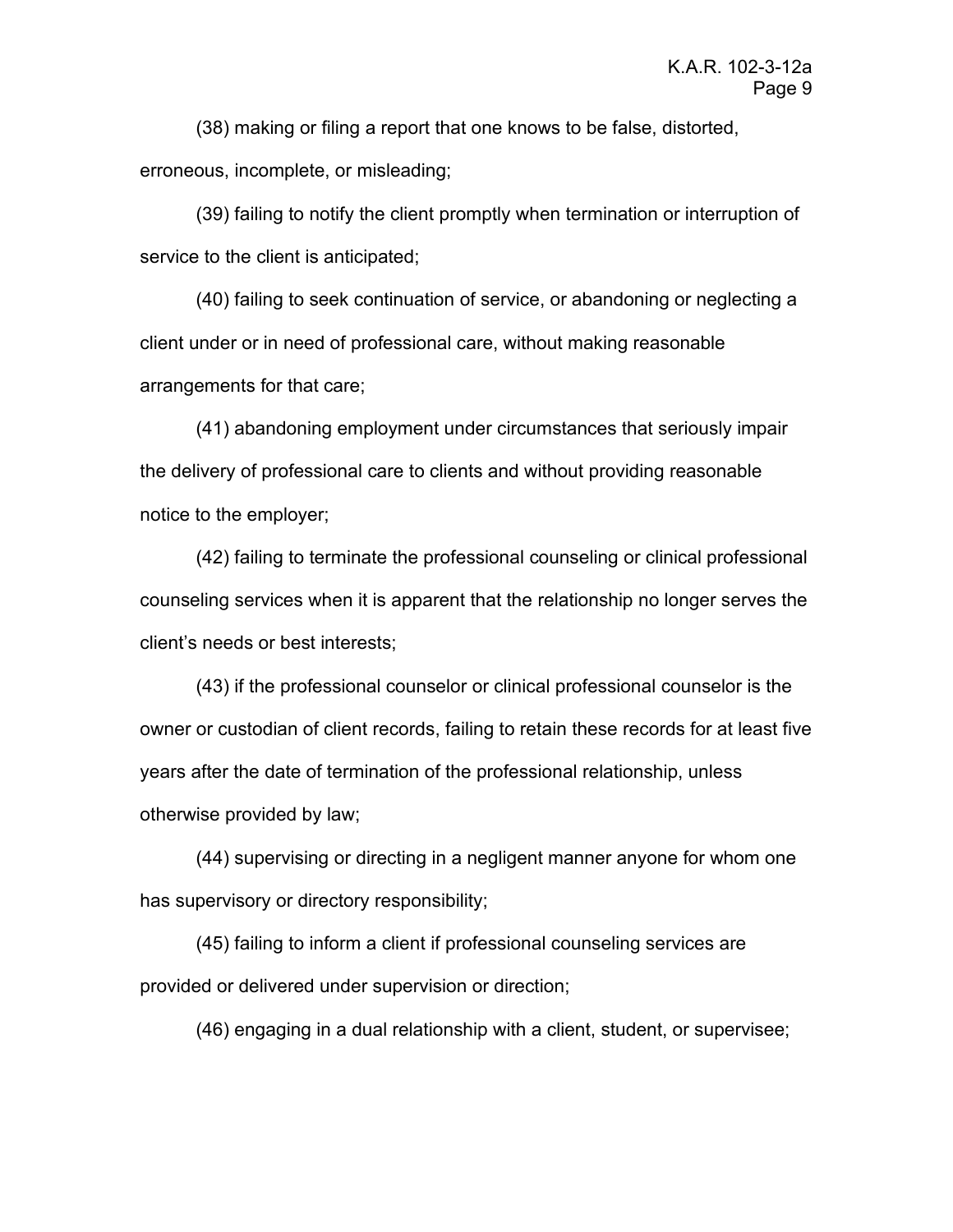(38) making or filing a report that one knows to be false, distorted, erroneous, incomplete, or misleading;

(39) failing to notify the client promptly when termination or interruption of service to the client is anticipated;

(40) failing to seek continuation of service, or abandoning or neglecting a client under or in need of professional care, without making reasonable arrangements for that care;

(41) abandoning employment under circumstances that seriously impair the delivery of professional care to clients and without providing reasonable notice to the employer;

(42) failing to terminate the professional counseling or clinical professional counseling services when it is apparent that the relationship no longer serves the client's needs or best interests;

(43) if the professional counselor or clinical professional counselor is the owner or custodian of client records, failing to retain these records for at least five years after the date of termination of the professional relationship, unless otherwise provided by law;

(44) supervising or directing in a negligent manner anyone for whom one has supervisory or directory responsibility;

(45) failing to inform a client if professional counseling services are provided or delivered under supervision or direction;

(46) engaging in a dual relationship with a client, student, or supervisee;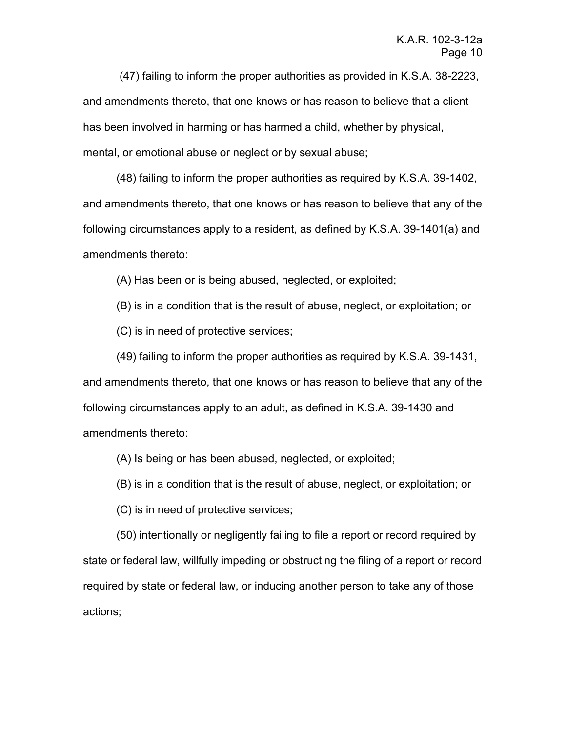(47) failing to inform the proper authorities as provided in K.S.A. 38-2223, and amendments thereto, that one knows or has reason to believe that a client has been involved in harming or has harmed a child, whether by physical, mental, or emotional abuse or neglect or by sexual abuse;

(48) failing to inform the proper authorities as required by K.S.A. 39-1402, and amendments thereto, that one knows or has reason to believe that any of the following circumstances apply to a resident, as defined by K.S.A. 39-1401(a) and amendments thereto:

(A) Has been or is being abused, neglected, or exploited;

(B) is in a condition that is the result of abuse, neglect, or exploitation; or

(C) is in need of protective services;

(49) failing to inform the proper authorities as required by K.S.A. 39-1431, and amendments thereto, that one knows or has reason to believe that any of the following circumstances apply to an adult, as defined in K.S.A. 39-1430 and amendments thereto:

(A) Is being or has been abused, neglected, or exploited;

(B) is in a condition that is the result of abuse, neglect, or exploitation; or

(C) is in need of protective services;

(50) intentionally or negligently failing to file a report or record required by state or federal law, willfully impeding or obstructing the filing of a report or record required by state or federal law, or inducing another person to take any of those actions;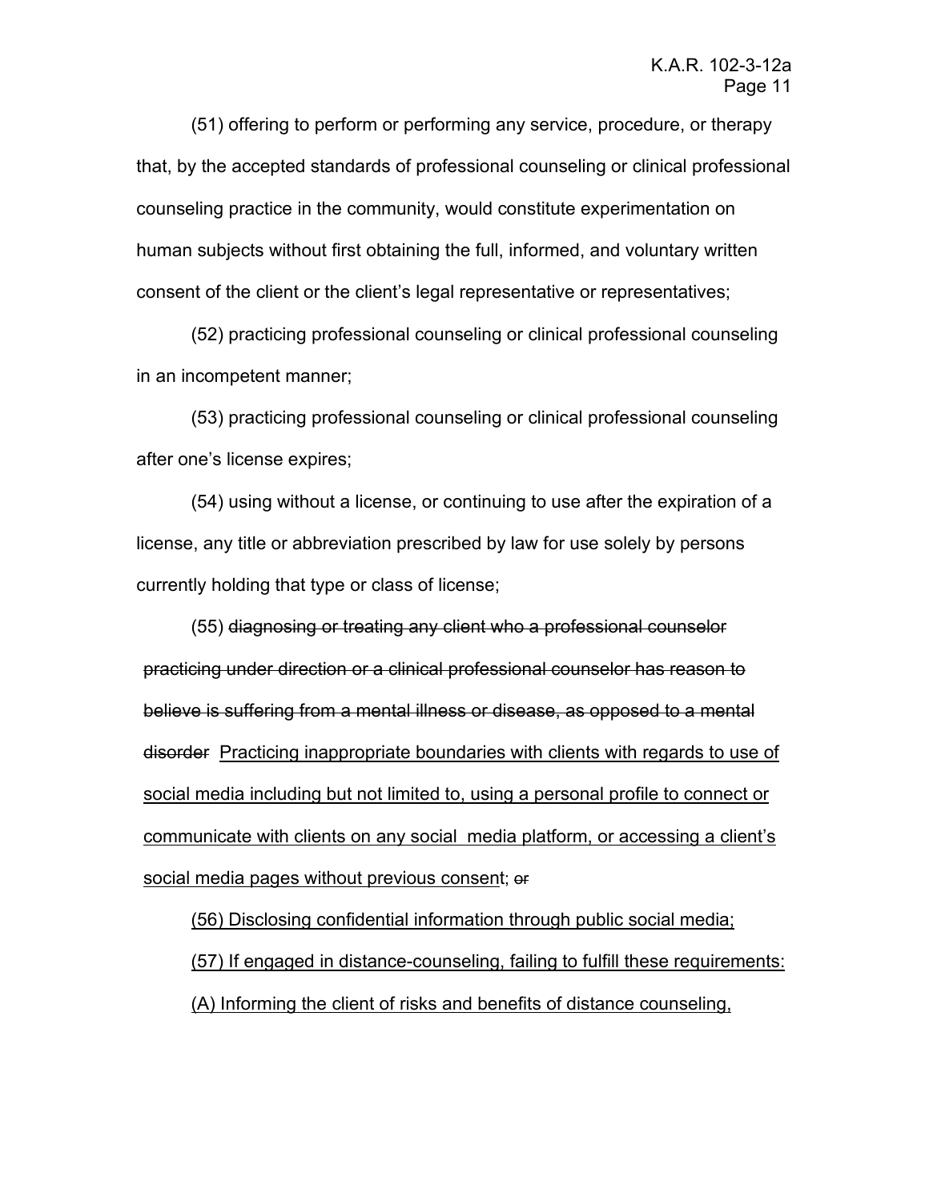(51) offering to perform or performing any service, procedure, or therapy that, by the accepted standards of professional counseling or clinical professional counseling practice in the community, would constitute experimentation on human subjects without first obtaining the full, informed, and voluntary written consent of the client or the client's legal representative or representatives;

(52) practicing professional counseling or clinical professional counseling in an incompetent manner;

(53) practicing professional counseling or clinical professional counseling after one's license expires;

(54) using without a license, or continuing to use after the expiration of a license, any title or abbreviation prescribed by law for use solely by persons currently holding that type or class of license;

(55) ~~diagnosing or treating any client who a professional counselor practicing under direction or a clinical professional counselor has reason to believe is suffering from a mental illness or disease, as opposed to a mental disorder~~ <u>Practicing inappropriate boundaries with clients with regards to use of social media including but not limited to, using a personal profile to connect or communicate with clients on any social media platform, or accessing a client's social media pages without previous consent</u>; ~~or~~

<u>(56) Disclosing confidential information through public social media;</u>

<u>(57) If engaged in distance-counseling, failing to fulfill these requirements:</u>

<u>(A) Informing the client of risks and benefits of distance counseling,</u>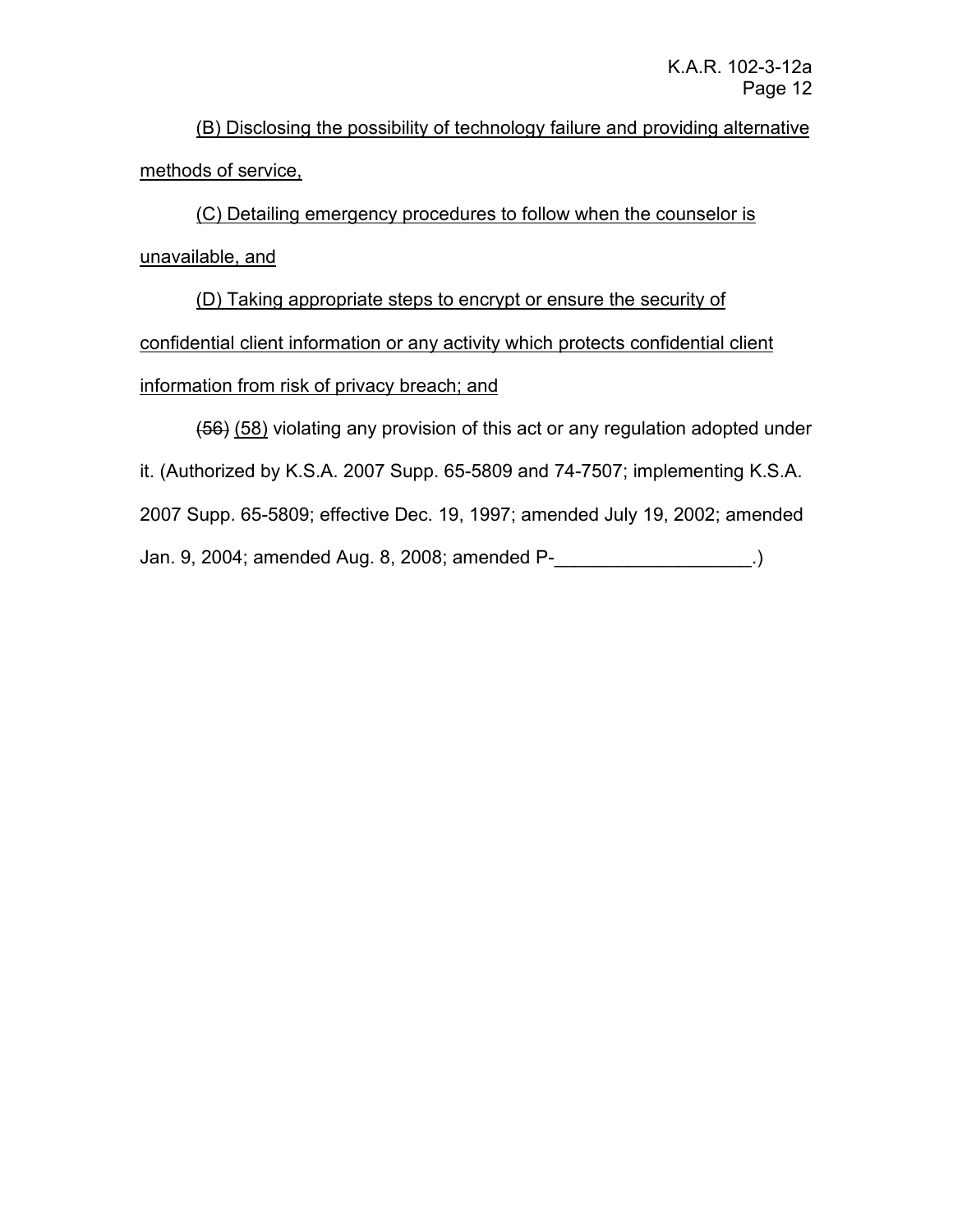(B) Disclosing the possibility of technology failure and providing alternative methods of service,

(C) Detailing emergency procedures to follow when the counselor is unavailable, and

(D) Taking appropriate steps to encrypt or ensure the security of confidential client information or any activity which protects confidential client information from risk of privacy breach; and

~~(56)~~ (58) violating any provision of this act or any regulation adopted under it. (Authorized by K.S.A. 2007 Supp. 65-5809 and 74-7507; implementing K.S.A. 2007 Supp. 65-5809; effective Dec. 19, 1997; amended July 19, 2002; amended Jan. 9, 2004; amended Aug. 8, 2008; amended P-___________________.)